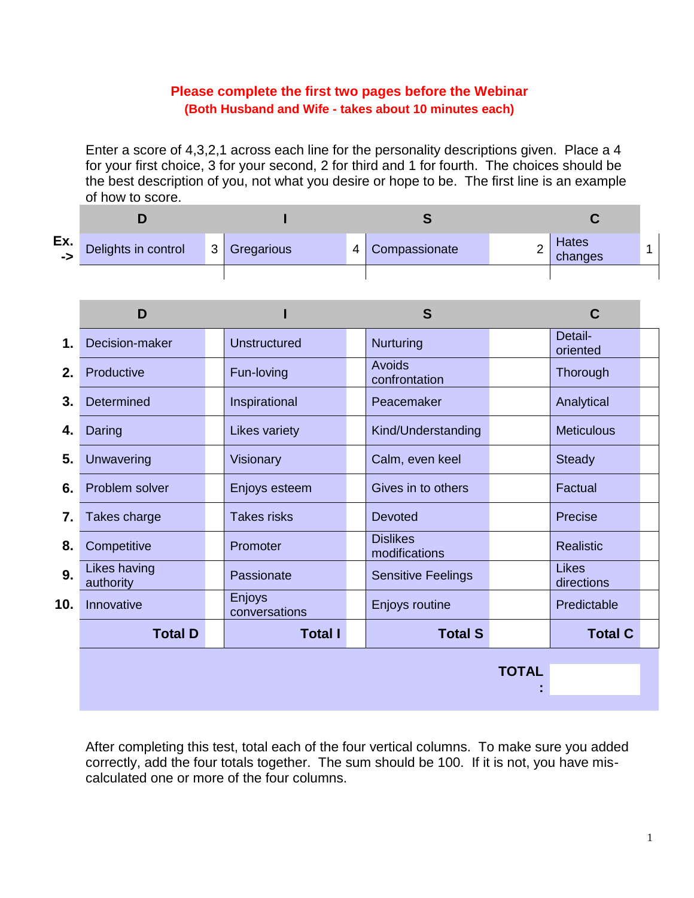**Please complete the first two pages before the Webinar**
**(Both Husband and Wife - takes about 10 minutes each)**

Enter a score of 4,3,2,1 across each line for the personality descriptions given. Place a 4 for your first choice, 3 for your second, 2 for third and 1 for fourth. The choices should be the best description of you, not what you desire or hope to be. The first line is an example of how to score.

| | D | | I | | S | | C | |
|---|---|---|---|---|---|---|---|---|
| Ex. -> | Delights in control | 3 | Gregarious | 4 | Compassionate | 2 | Hates changes | 1 |

| | D | | I | | S | | C | |
|---|---|---|---|---|---|---|---|---|
| 1. | Decision-maker | | Unstructured | | Nurturing | | Detail-oriented | |
| 2. | Productive | | Fun-loving | | Avoids confrontation | | Thorough | |
| 3. | Determined | | Inspirational | | Peacemaker | | Analytical | |
| 4. | Daring | | Likes variety | | Kind/Understanding | | Meticulous | |
| 5. | Unwavering | | Visionary | | Calm, even keel | | Steady | |
| 6. | Problem solver | | Enjoys esteem | | Gives in to others | | Factual | |
| 7. | Takes charge | | Takes risks | | Devoted | | Precise | |
| 8. | Competitive | | Promoter | | Dislikes modifications | | Realistic | |
| 9. | Likes having authority | | Passionate | | Sensitive Feelings | | Likes directions | |
| 10. | Innovative | | Enjoys conversations | | Enjoys routine | | Predictable | |
| | **Total D** | | **Total I** | | **Total S** | | **Total C** | |
| | | | | | | **TOTAL:** | | |

After completing this test, total each of the four vertical columns. To make sure you added correctly, add the four totals together. The sum should be 100. If it is not, you have mis-calculated one or more of the four columns.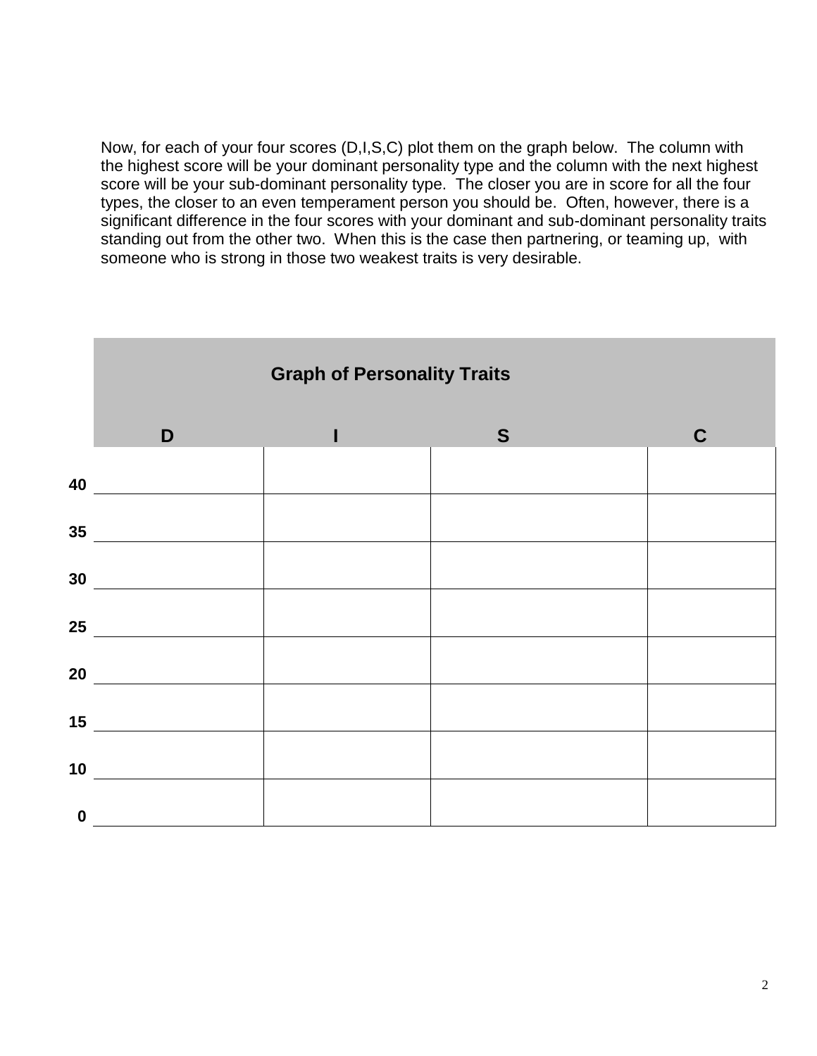Now, for each of your four scores (D,I,S,C) plot them on the graph below. The column with the highest score will be your dominant personality type and the column with the next highest score will be your sub-dominant personality type. The closer you are in score for all the four types, the closer to an even temperament person you should be. Often, however, there is a significant difference in the four scores with your dominant and sub-dominant personality traits standing out from the other two. When this is the case then partnering, or teaming up, with someone who is strong in those two weakest traits is very desirable.

**Graph of Personality Traits**

| | D | I | S | C |
|---|---|---|---|---|
| 40 | | | | |
| 35 | | | | |
| 30 | | | | |
| 25 | | | | |
| 20 | | | | |
| 15 | | | | |
| 10 | | | | |
| 0 | | | | |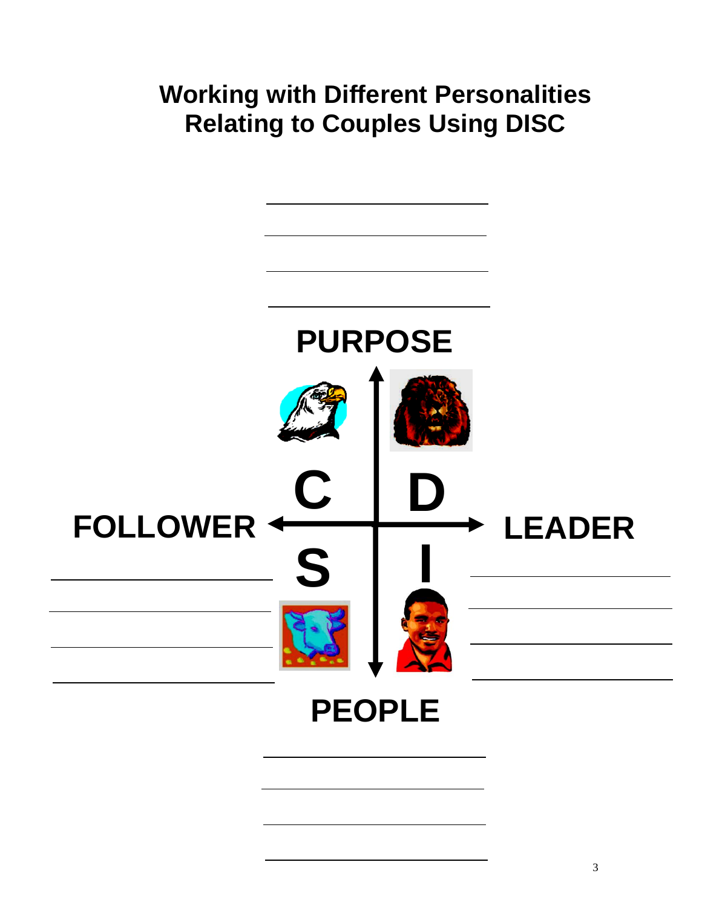# Working with Different Personalities
# Relating to Couples Using DISC

**PURPOSE**

**C** | **D**

**FOLLOWER** ← → **LEADER**

**S** | **I**

**PEOPLE**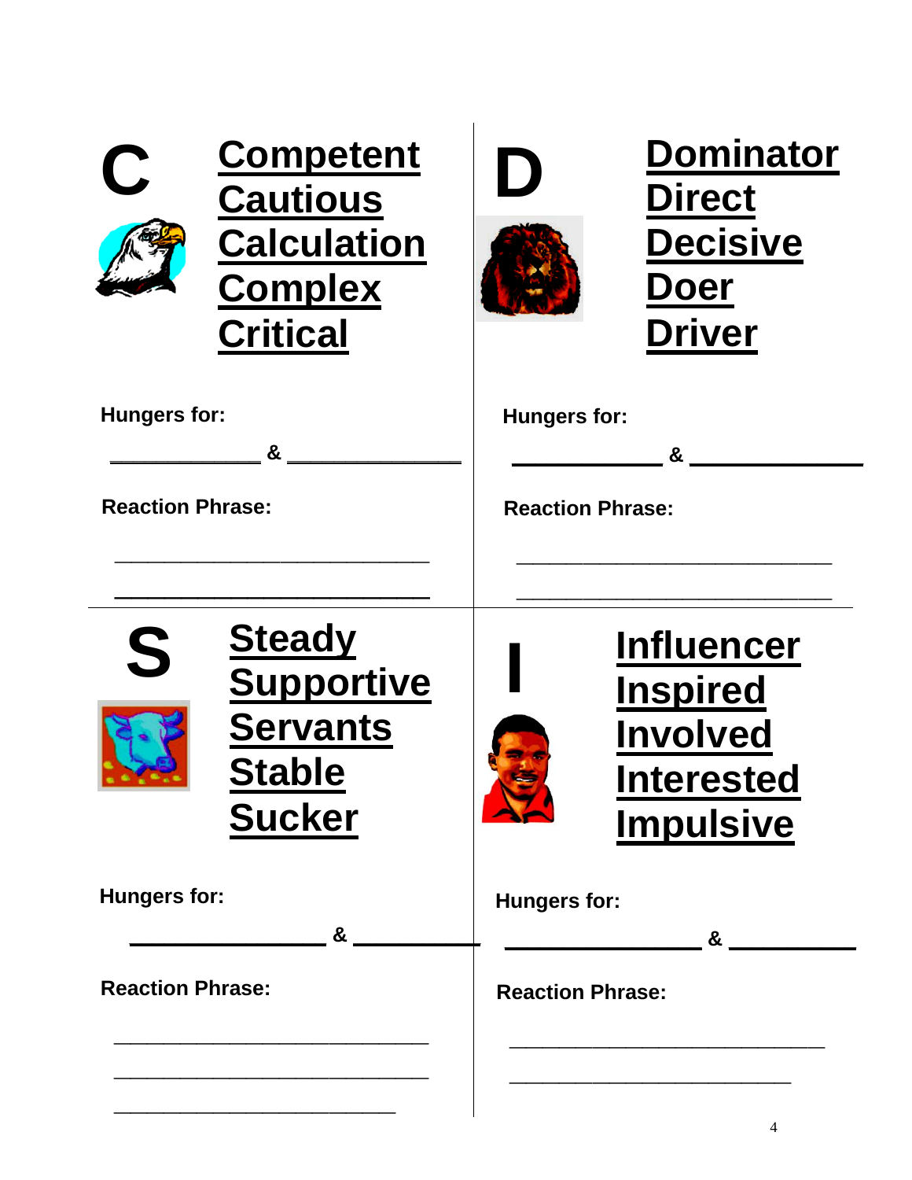## C

**Competent**
**Cautious**
**Calculation**
**Complex**
**Critical**

**Hungers for:**

_____________ & _______________

**Reaction Phrase:**

______________________________

______________________________

## D

**Dominator**
**Direct**
**Decisive**
**Doer**
**Driver**

**Hungers for:**

_____________ & _______________

**Reaction Phrase:**

______________________________

______________________________

## S

**Steady**
**Supportive**
**Servants**
**Stable**
**Sucker**

**Hungers for:**

_______________ & ___________

**Reaction Phrase:**

______________________________

______________________________

___________________________

## I

**Influencer**
**Inspired**
**Involved**
**Interested**
**Impulsive**

**Hungers for:**

_______________ & ___________

**Reaction Phrase:**

______________________________

___________________________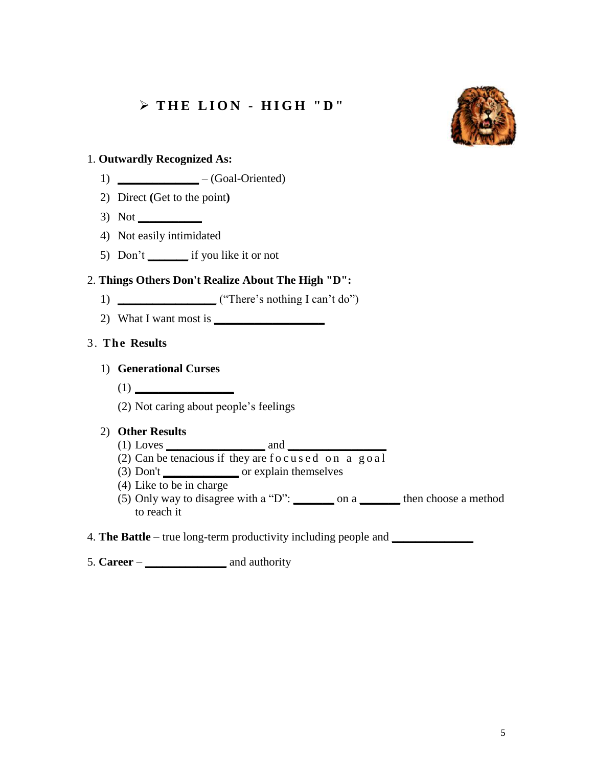## ➢ THE LION - HIGH "D"

1. **Outwardly Recognized As:**
   1) ______________ – (Goal-Oriented)
   2) Direct **(**Get to the point**)**
   3) Not ___________
   4) Not easily intimidated
   5) Don't _______ if you like it or not

2. **Things Others Don't Realize About The High "D":**
   1) ________________ ("There's nothing I can't do")
   2) What I want most is ___________________

3. **The Results**
   1) **Generational Curses**
      (1) _________________
      (2) Not caring about people's feelings
   2) **Other Results**
      (1) Loves _________________ and _________________
      (2) Can be tenacious if they are focused on a goal
      (3) Don't _____________ or explain themselves
      (4) Like to be in charge
      (5) Only way to disagree with a "D": _______ on a _______ then choose a method to reach it

4. **The Battle** – true long-term productivity including people and ______________

5. **Career** – ______________ and authority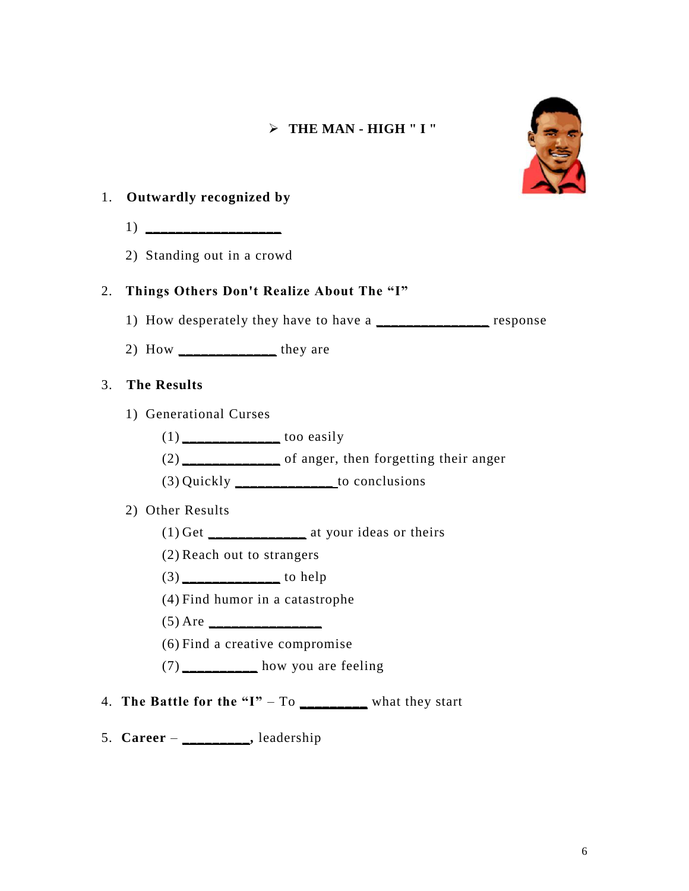## ➢ THE MAN - HIGH " I "

1. **Outwardly recognized by**

   1) __________________

   2) Standing out in a crowd

2. **Things Others Don't Realize About The "I"**

   1) How desperately they have to have a _______________ response

   2) How _____________ they are

3. **The Results**

   1) Generational Curses

      (1) _____________ too easily

      (2) _____________ of anger, then forgetting their anger

      (3) Quickly _____________ to conclusions

   2) Other Results

      (1) Get _____________ at your ideas or theirs

      (2) Reach out to strangers

      (3) _____________ to help

      (4) Find humor in a catastrophe

      (5) Are _______________

      (6) Find a creative compromise

      (7) __________ how you are feeling

4. **The Battle for the "I"** – To _________ what they start

5. **Career** – _________, leadership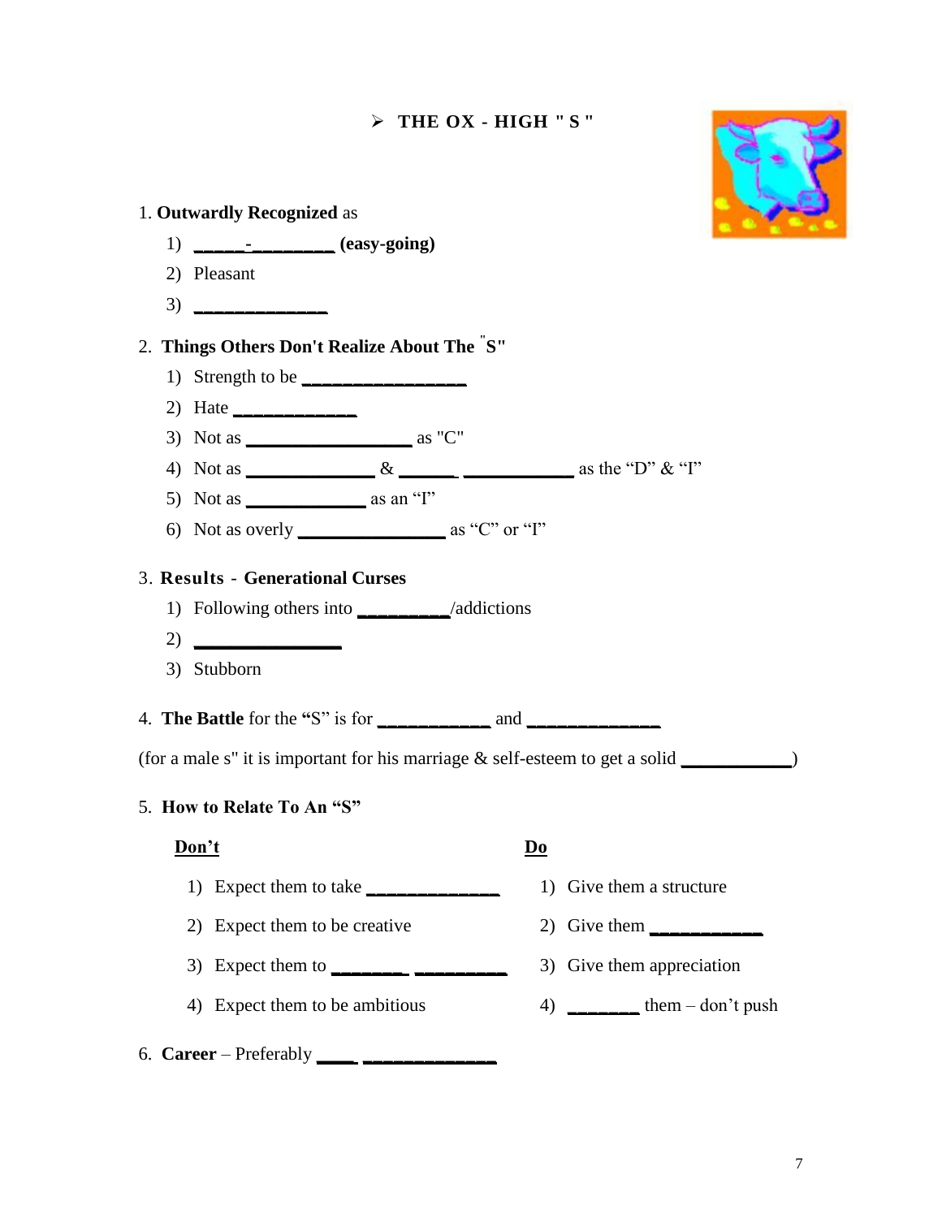## THE OX - HIGH " S "

1. **Outwardly Recognized** as
   1) _____-________ **(easy-going)**
   2) Pleasant
   3) _____________

2. **Things Others Don't Realize About The "S"**
   1) Strength to be _________________
   2) Hate ____________
   3) Not as _________________ as "C"
   4) Not as _____________ & ______ ___________ as the "D" & "I"
   5) Not as ____________ as an "I"
   6) Not as overly _______________ as "C" or "I"

3. **Results - Generational Curses**
   1) Following others into _________/addictions
   2) _______________
   3) Stubborn

4. **The Battle** for the **"**S" is for ___________ and _____________

(for a male s" it is important for his marriage & self-esteem to get a solid ___________)

5. **How to Relate To An "S"**

| **Don't** | **Do** |
|---|---|
| 1) Expect them to take _____________ | 1) Give them a structure |
| 2) Expect them to be creative | 2) Give them ___________ |
| 3) Expect them to _______ _________ | 3) Give them appreciation |
| 4) Expect them to be ambitious | 4) _______ them – don't push |

6. **Career** – Preferably ____ _____________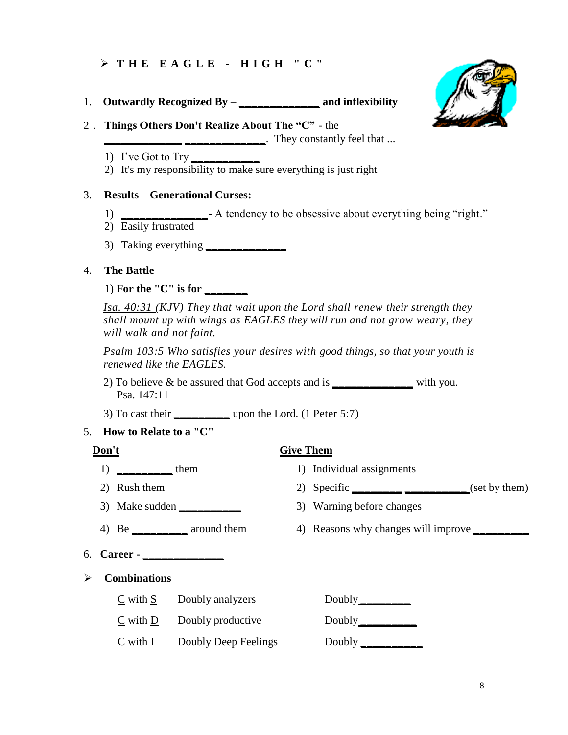## ➢ THE EAGLE - HIGH "C"

1. **Outwardly Recognized By – _______________ and inflexibility**

2. **Things Others Don't Realize About The "C"** - the _______________ _______________. They constantly feel that ...
   1) I've Got to Try ____________
   2) It's my responsibility to make sure everything is just right

3. **Results – Generational Curses:**
   1) _______________- A tendency to be obsessive about everything being "right."
   2) Easily frustrated
   3) Taking everything _______________

4. **The Battle**

   1) **For the "C" is for _______**

   *Isa. 40:31 (KJV) They that wait upon the Lord shall renew their strength they shall mount up with wings as EAGLES they will run and not grow weary, they will walk and not faint.*

   *Psalm 103:5 Who satisfies your desires with good things, so that your youth is renewed like the EAGLES.*

   2) To believe & be assured that God accepts and is _______________ with you. Psa. 147:11

   3) To cast their __________ upon the Lord. (1 Peter 5:7)

5. **How to Relate to a "C"**

| **Don't** | **Give Them** |
|---|---|
| 1) __________ them | 1) Individual assignments |
| 2) Rush them | 2) Specific _________ ___________(set by them) |
| 3) Make sudden ___________ | 3) Warning before changes |
| 4) Be __________ around them | 4) Reasons why changes will improve __________ |

6. **Career - _______________**

➢ **Combinations**

| | | |
|---|---|---|
| C with S | Doubly analyzers | Doubly_________ |
| C with D | Doubly productive | Doubly__________ |
| C with I | Doubly Deep Feelings | Doubly ___________ |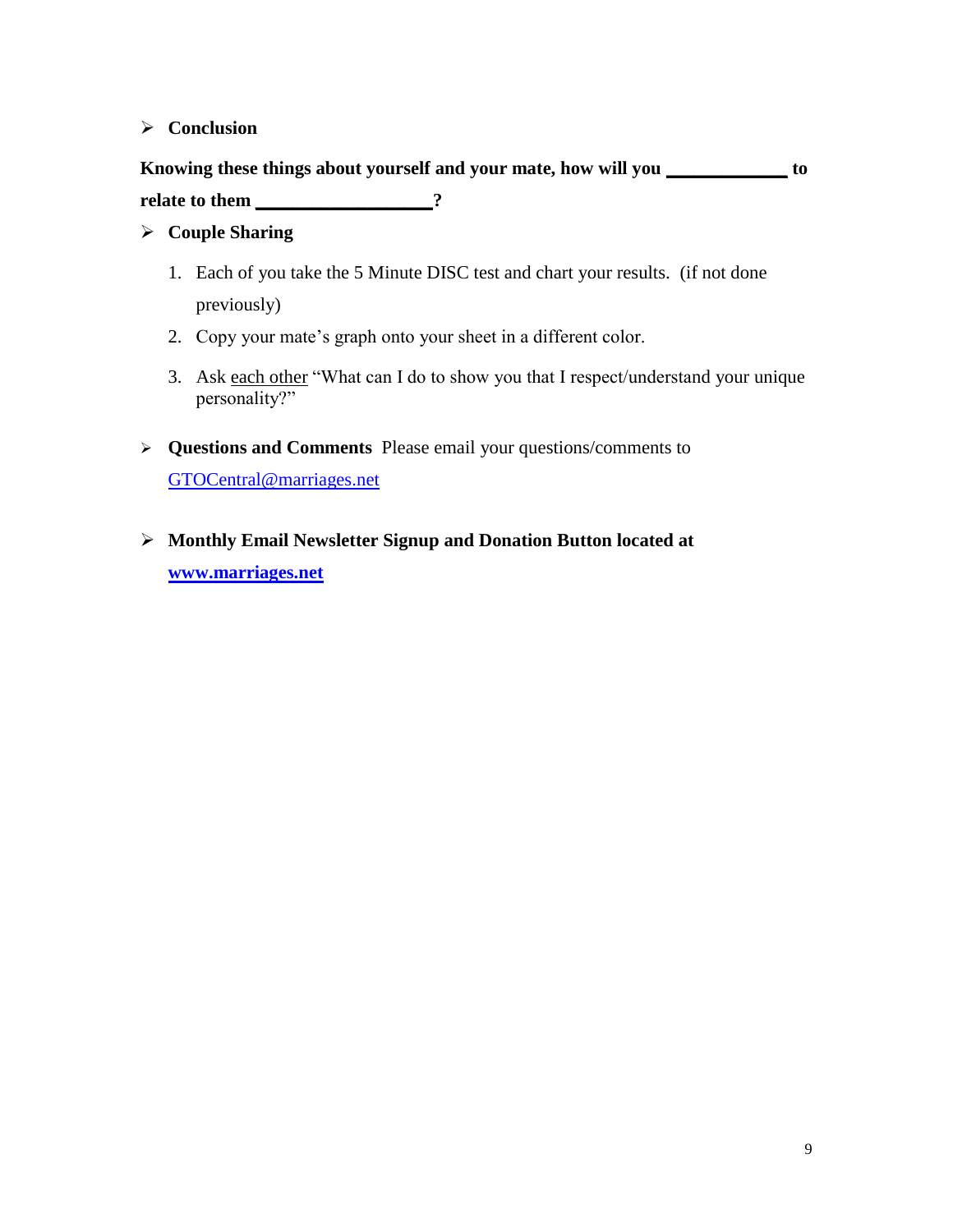- **Conclusion**

**Knowing these things about yourself and your mate, how will you \_\_\_\_\_\_\_\_\_\_\_\_\_ to relate to them \_\_\_\_\_\_\_\_\_\_\_\_\_\_\_\_\_\_\_?**

- **Couple Sharing**

  1. Each of you take the 5 Minute DISC test and chart your results. (if not done previously)
  2. Copy your mate's graph onto your sheet in a different color.
  3. Ask each other "What can I do to show you that I respect/understand your unique personality?"

- **Questions and Comments** Please email your questions/comments to [GTOCentral@marriages.net](mailto:GTOCentral@marriages.net)

- **Monthly Email Newsletter Signup and Donation Button located at [www.marriages.net](http://www.marriages.net)**